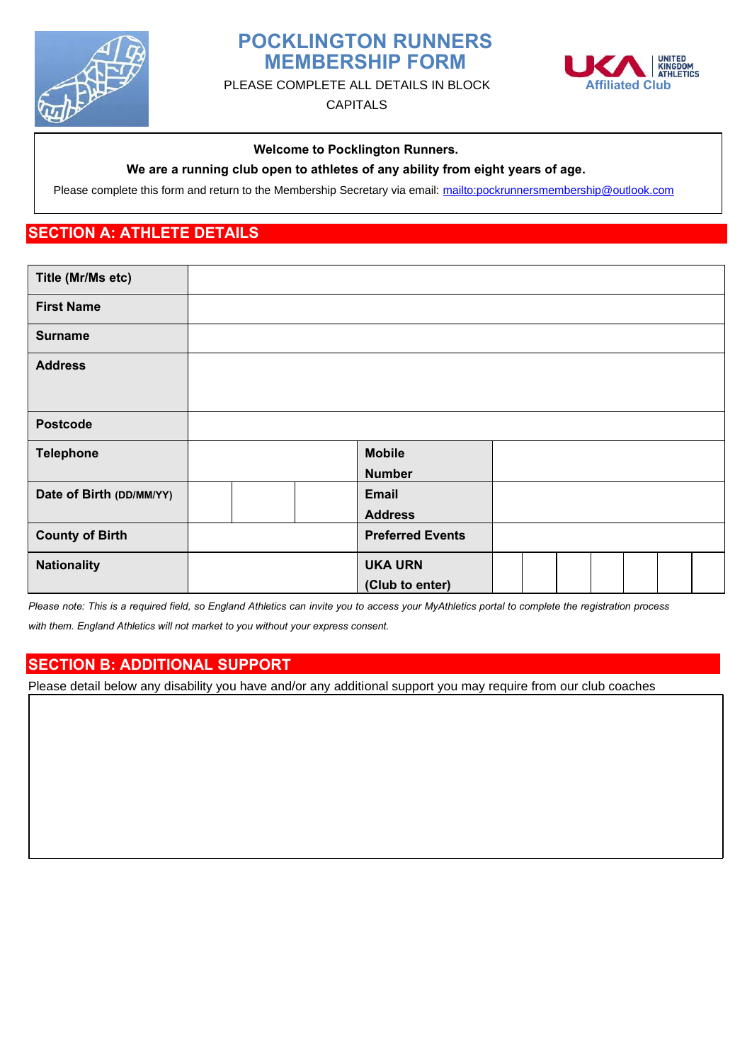# POCKLINGTON RUNNERS MEMBERSHIP FORM

PLEASE COMPLETE ALL DETAILS IN BLOCK CAPITALS

UNITED KINGDOM ATHLETICS
Affiliated Club

**Welcome to Pocklington Runners.**

**We are a running club open to athletes of any ability from eight years of age.**

Please complete this form and return to the Membership Secretary via email: mailto:pockrunnersmembership@outlook.com

## SECTION A: ATHLETE DETAILS

| | | | | | | | | | | |
|---|---|---|---|---|---|---|---|---|---|---|
| **Title (Mr/Ms etc)** | | | | | | | | | | |
| **First Name** | | | | | | | | | | |
| **Surname** | | | | | | | | | | |
| **Address** | | | | | | | | | | |
| **Postcode** | | | | | | | | | | |
| **Telephone** | | | | **Mobile Number** | | | | | | |
| **Date of Birth** (DD/MM/YY) | | | | **Email Address** | | | | | | |
| **County of Birth** | | | | **Preferred Events** | | | | | | |
| **Nationality** | | | | **UKA URN (Club to enter)** | | | | | | |

*Please note: This is a required field, so England Athletics can invite you to access your MyAthletics portal to complete the registration process with them. England Athletics will not market to you without your express consent.*

## SECTION B: ADDITIONAL SUPPORT

Please detail below any disability you have and/or any additional support you may require from our club coaches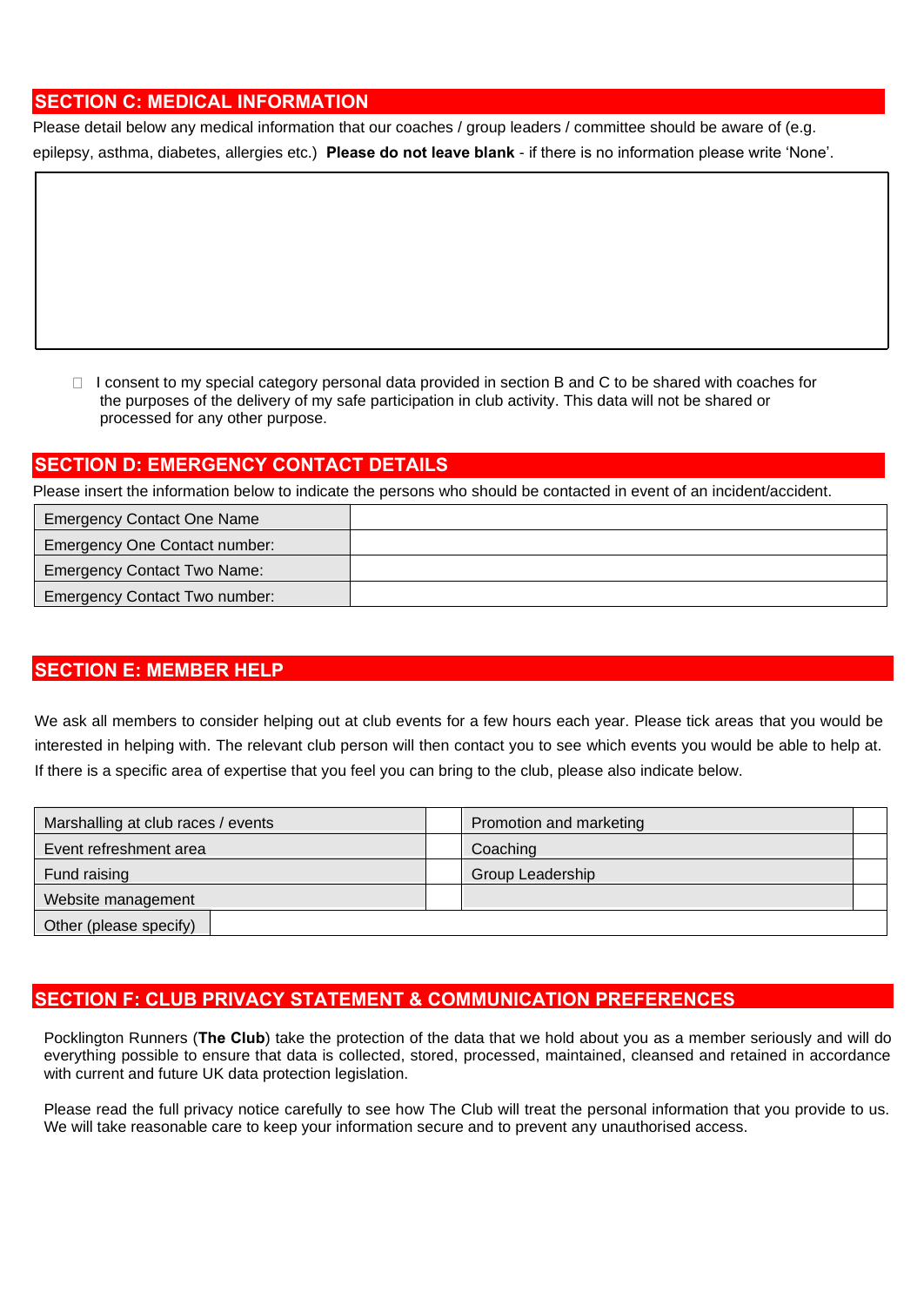## SECTION C: MEDICAL INFORMATION

Please detail below any medical information that our coaches / group leaders / committee should be aware of (e.g. epilepsy, asthma, diabetes, allergies etc.) **Please do not leave blank** - if there is no information please write 'None'.

|  |
|---|
|  |

☐ I consent to my special category personal data provided in section B and C to be shared with coaches for the purposes of the delivery of my safe participation in club activity. This data will not be shared or processed for any other purpose.

## SECTION D: EMERGENCY CONTACT DETAILS

Please insert the information below to indicate the persons who should be contacted in event of an incident/accident.

| | |
|---|---|
| Emergency Contact One Name | |
| Emergency One Contact number: | |
| Emergency Contact Two Name: | |
| Emergency Contact Two number: | |

## SECTION E: MEMBER HELP

We ask all members to consider helping out at club events for a few hours each year. Please tick areas that you would be interested in helping with. The relevant club person will then contact you to see which events you would be able to help at. If there is a specific area of expertise that you feel you can bring to the club, please also indicate below.

| | | | |
|---|---|---|---|
| Marshalling at club races / events | | Promotion and marketing | |
| Event refreshment area | | Coaching | |
| Fund raising | | Group Leadership | |
| Website management | | | |
| Other (please specify) | | | |

## SECTION F: CLUB PRIVACY STATEMENT & COMMUNICATION PREFERENCES

Pocklington Runners (**The Club**) take the protection of the data that we hold about you as a member seriously and will do everything possible to ensure that data is collected, stored, processed, maintained, cleansed and retained in accordance with current and future UK data protection legislation.

Please read the full privacy notice carefully to see how The Club will treat the personal information that you provide to us. We will take reasonable care to keep your information secure and to prevent any unauthorised access.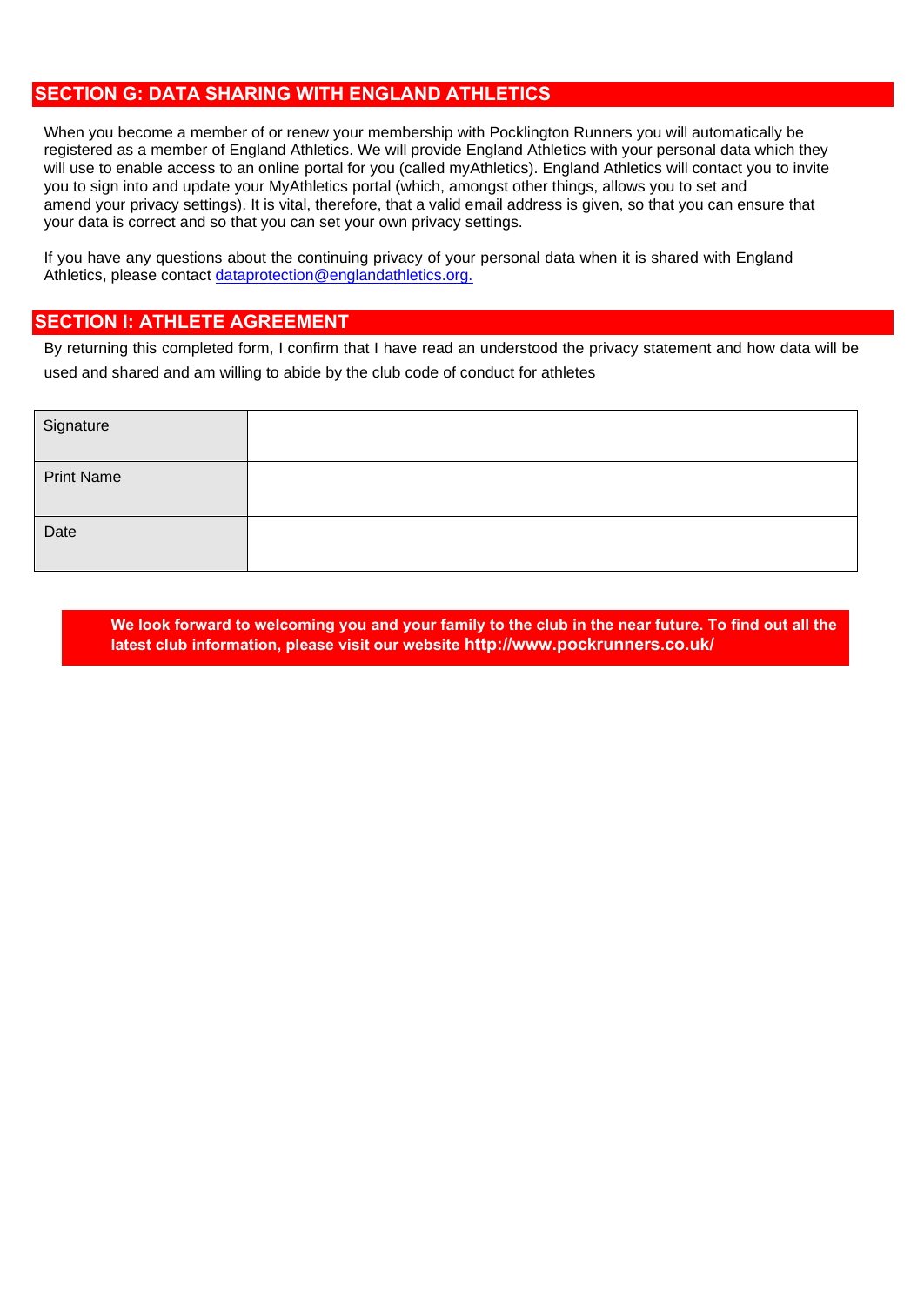## SECTION G: DATA SHARING WITH ENGLAND ATHLETICS

When you become a member of or renew your membership with Pocklington Runners you will automatically be registered as a member of England Athletics. We will provide England Athletics with your personal data which they will use to enable access to an online portal for you (called myAthletics). England Athletics will contact you to invite you to sign into and update your MyAthletics portal (which, amongst other things, allows you to set and amend your privacy settings). It is vital, therefore, that a valid email address is given, so that you can ensure that your data is correct and so that you can set your own privacy settings.

If you have any questions about the continuing privacy of your personal data when it is shared with England Athletics, please contact dataprotection@englandathletics.org.

## SECTION I: ATHLETE AGREEMENT

By returning this completed form, I confirm that I have read an understood the privacy statement and how data will be used and shared and am willing to abide by the club code of conduct for athletes

| | |
|---|---|
| Signature | |
| Print Name | |
| Date | |

**We look forward to welcoming you and your family to the club in the near future. To find out all the latest club information, please visit our website http://www.pockrunners.co.uk/**